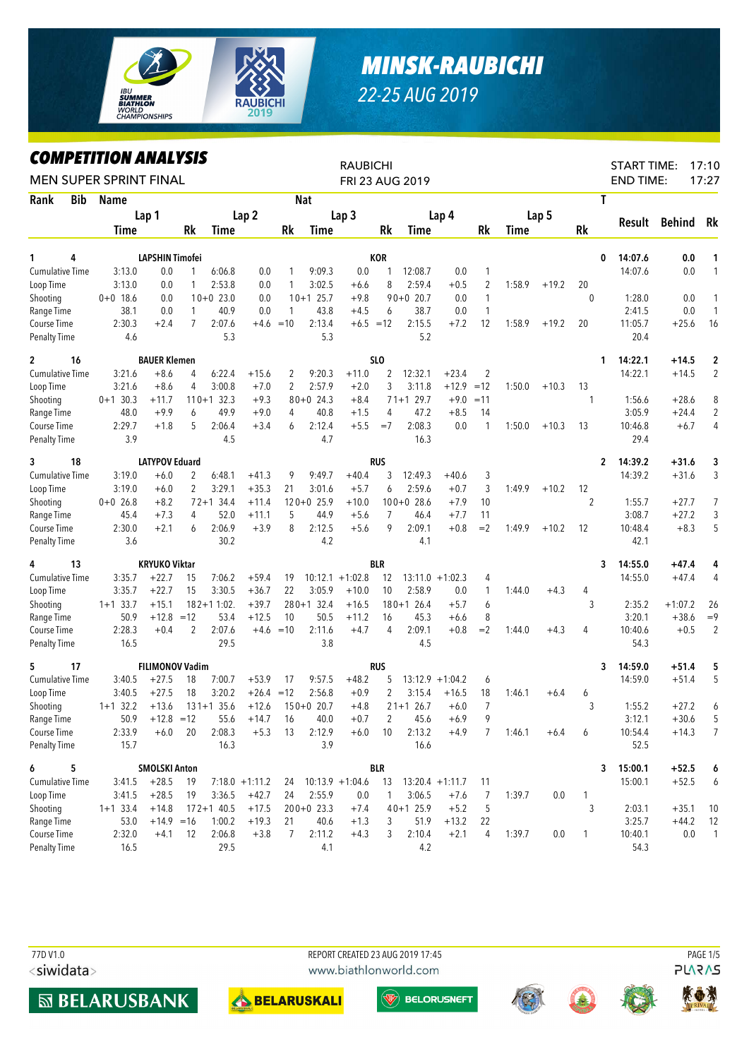# MINSK-RAUBICHI

22-25 AUG 2019

## COMPETITION ANALYSIS

MEN SUPER SPRINT FINAL

RAUBICHI
FRI 23 AUG 2019

START TIME: 17:10
END TIME: 17:27

| Rank | Bib | Name | | | Nat | | | | | | | | | | | | | T | Result | Behind | Rk |
|---|---|---|---|---|---|---|---|---|---|---|---|---|---|---|---|---|---|---|---|---|---|
| | | Lap 1 | | | Lap 2 | | | Lap 3 | | | Lap 4 | | | Lap 5 | | | | | | | |
| | | Time | | Rk | Time | | Rk | Time | | Rk | Time | | Rk | Time | | Rk | | | | | |
| **1** | **4** | **LAPSHIN Timofei** | | | | | | **KOR** | | | | | | | | | | **0** | **14:07.6** | **0.0** | **1** |
| Cumulative Time | | 3:13.0 | 0.0 | 1 | 6:06.8 | 0.0 | 1 | 9:09.3 | 0.0 | 1 | 12:08.7 | 0.0 | 1 | | | | | | 14:07.6 | 0.0 | 1 |
| Loop Time | | 3:13.0 | 0.0 | 1 | 2:53.8 | 0.0 | 1 | 3:02.5 | +6.6 | 8 | 2:59.4 | +0.5 | 2 | 1:58.9 | +19.2 | 20 | | | | | |
| Shooting | | 0+0 18.6 | 0.0 | | 1 0+0 23.0 | 0.0 | | 1 0+1 25.7 | +9.8 | | 9 0+0 20.7 | 0.0 | 1 | | | | | 0 | 1:28.0 | 0.0 | 1 |
| Range Time | | 38.1 | 0.0 | 1 | 40.9 | 0.0 | 1 | 43.8 | +4.5 | 6 | 38.7 | 0.0 | 1 | | | | | | 2:41.5 | 0.0 | 1 |
| Course Time | | 2:30.3 | +2.4 | 7 | 2:07.6 | +4.6 | =10 | 2:13.4 | +6.5 | =12 | 2:15.5 | +7.2 | 12 | 1:58.9 | +19.2 | 20 | | | 11:05.7 | +25.6 | 16 |
| Penalty Time | | 4.6 | | | 5.3 | | | 5.3 | | | 5.2 | | | | | | | | 20.4 | | |
| **2** | **16** | **BAUER Klemen** | | | | | | **SLO** | | | | | | | | | | **1** | **14:22.1** | **+14.5** | **2** |
| Cumulative Time | | 3:21.6 | +8.6 | 4 | 6:22.4 | +15.6 | 2 | 9:20.3 | +11.0 | 2 | 12:32.1 | +23.4 | 2 | | | | | | 14:22.1 | +14.5 | 2 |
| Loop Time | | 3:21.6 | +8.6 | 4 | 3:00.8 | +7.0 | 2 | 2:57.9 | +2.0 | 3 | 3:11.8 | +12.9 | =12 | 1:50.0 | +10.3 | 13 | | | | | |
| Shooting | | 0+1 30.3 | +11.7 | | 11 0+1 32.3 | +9.3 | | 8 0+0 24.3 | +8.4 | | 7 1+1 29.7 | +9.0 | =11 | | | | | 1 | 1:56.6 | +28.6 | 8 |
| Range Time | | 48.0 | +9.9 | 6 | 49.9 | +9.0 | 4 | 40.8 | +1.5 | 4 | 47.2 | +8.5 | 14 | | | | | | 3:05.9 | +24.4 | 2 |
| Course Time | | 2:29.7 | +1.8 | 5 | 2:06.4 | +3.4 | 6 | 2:12.4 | +5.5 | =7 | 2:08.3 | 0.0 | 1 | 1:50.0 | +10.3 | 13 | | | 10:46.8 | +6.7 | 4 |
| Penalty Time | | 3.9 | | | 4.5 | | | 4.7 | | | 16.3 | | | | | | | | 29.4 | | |
| **3** | **18** | **LATYPOV Eduard** | | | | | | **RUS** | | | | | | | | | | **2** | **14:39.2** | **+31.6** | **3** |
| Cumulative Time | | 3:19.0 | +6.0 | 2 | 6:48.1 | +41.3 | 9 | 9:49.7 | +40.4 | 3 | 12:49.3 | +40.6 | 3 | | | | | | 14:39.2 | +31.6 | 3 |
| Loop Time | | 3:19.0 | +6.0 | 2 | 3:29.1 | +35.3 | 21 | 3:01.6 | +5.7 | 6 | 2:59.6 | +0.7 | 3 | 1:49.9 | +10.2 | 12 | | | | | |
| Shooting | | 0+0 26.8 | +8.2 | | 7 2+1 34.4 | +11.4 | | 12 0+0 25.9 | +10.0 | | 10 0+0 28.6 | +7.9 | 10 | | | | | 2 | 1:55.7 | +27.7 | 7 |
| Range Time | | 45.4 | +7.3 | 4 | 52.0 | +11.1 | 5 | 44.9 | +5.6 | 7 | 46.4 | +7.7 | 11 | | | | | | 3:08.7 | +27.2 | 3 |
| Course Time | | 2:30.0 | +2.1 | 6 | 2:06.9 | +3.9 | 8 | 2:12.5 | +5.6 | 9 | 2:09.1 | +0.8 | =2 | 1:49.9 | +10.2 | 12 | | | 10:48.4 | +8.3 | 5 |
| Penalty Time | | 3.6 | | | 30.2 | | | 4.2 | | | 4.1 | | | | | | | | 42.1 | | |
| **4** | **13** | **KRYUKO Viktar** | | | | | | **BLR** | | | | | | | | | | **3** | **14:55.0** | **+47.4** | **4** |
| Cumulative Time | | 3:35.7 | +22.7 | 15 | 7:06.2 | +59.4 | 19 | 10:12.1 | +1:02.8 | 12 | 13:11.0 | +1:02.3 | 4 | | | | | | 14:55.0 | +47.4 | 4 |
| Loop Time | | 3:35.7 | +22.7 | 15 | 3:30.5 | +36.7 | 22 | 3:05.9 | +10.0 | 10 | 2:58.9 | 0.0 | 1 | 1:44.0 | +4.3 | 4 | | | | | |
| Shooting | | 1+1 33.7 | +15.1 | | 18 2+1 1:02. | +39.7 | | 28 0+1 32.4 | +16.5 | | 18 0+1 26.4 | +5.7 | 6 | | | | | 3 | 2:35.2 | +1:07.2 | 26 |
| Range Time | | 50.9 | +12.8 | =12 | 53.4 | +12.5 | 10 | 50.5 | +11.2 | 16 | 45.3 | +6.6 | 8 | | | | | | 3:20.1 | +38.6 | =9 |
| Course Time | | 2:28.3 | +0.4 | 2 | 2:07.6 | +4.6 | =10 | 2:11.6 | +4.7 | 4 | 2:09.1 | +0.8 | =2 | 1:44.0 | +4.3 | 4 | | | 10:40.6 | +0.5 | 2 |
| Penalty Time | | 16.5 | | | 29.5 | | | 3.8 | | | 4.5 | | | | | | | | 54.3 | | |
| **5** | **17** | **FILIMONOV Vadim** | | | | | | **RUS** | | | | | | | | | | **3** | **14:59.0** | **+51.4** | **5** |
| Cumulative Time | | 3:40.5 | +27.5 | 18 | 7:00.7 | +53.9 | 17 | 9:57.5 | +48.2 | 5 | 13:12.9 | +1:04.2 | 6 | | | | | | 14:59.0 | +51.4 | 5 |
| Loop Time | | 3:40.5 | +27.5 | 18 | 3:20.2 | +26.4 | =12 | 2:56.8 | +0.9 | 2 | 3:15.4 | +16.5 | 18 | 1:46.1 | +6.4 | 6 | | | | | |
| Shooting | | 1+1 32.2 | +13.6 | | 13 1+1 35.6 | +12.6 | | 15 0+0 20.7 | +4.8 | | 2 1+1 26.7 | +6.0 | 7 | | | | | 3 | 1:55.2 | +27.2 | 6 |
| Range Time | | 50.9 | +12.8 | =12 | 55.6 | +14.7 | 16 | 40.0 | +0.7 | 2 | 45.6 | +6.9 | 9 | | | | | | 3:12.1 | +30.6 | 5 |
| Course Time | | 2:33.9 | +6.0 | 20 | 2:08.3 | +5.3 | 13 | 2:12.9 | +6.0 | 10 | 2:13.2 | +4.9 | 7 | 1:46.1 | +6.4 | 6 | | | 10:54.4 | +14.3 | 7 |
| Penalty Time | | 15.7 | | | 16.3 | | | 3.9 | | | 16.6 | | | | | | | | 52.5 | | |
| **6** | **5** | **SMOLSKI Anton** | | | | | | **BLR** | | | | | | | | | | **3** | **15:00.1** | **+52.5** | **6** |
| Cumulative Time | | 3:41.5 | +28.5 | 19 | 7:18.0 | +1:11.2 | 24 | 10:13.9 | +1:04.6 | 13 | 13:20.4 | +1:11.7 | 11 | | | | | | 15:00.1 | +52.5 | 6 |
| Loop Time | | 3:41.5 | +28.5 | 19 | 3:36.5 | +42.7 | 24 | 2:55.9 | 0.0 | 1 | 3:06.5 | +7.6 | 7 | 1:39.7 | 0.0 | 1 | | | | | |
| Shooting | | 1+1 33.4 | +14.8 | | 17 2+1 40.5 | +17.5 | | 20 0+0 23.3 | +7.4 | | 4 0+1 25.9 | +5.2 | 5 | | | | | 3 | 2:03.1 | +35.1 | 10 |
| Range Time | | 53.0 | +14.9 | =16 | 1:00.2 | +19.3 | 21 | 40.6 | +1.3 | 3 | 51.9 | +13.2 | 22 | | | | | | 3:25.7 | +44.2 | 12 |
| Course Time | | 2:32.0 | +4.1 | 12 | 2:06.8 | +3.8 | 7 | 2:11.2 | +4.3 | 3 | 2:10.4 | +2.1 | 4 | 1:39.7 | 0.0 | 1 | | | 10:40.1 | 0.0 | 1 |
| Penalty Time | | 16.5 | | | 29.5 | | | 4.1 | | | 4.2 | | | | | | | | 54.3 | | |

77D V1.0

REPORT CREATED 23 AUG 2019 17:45

www.biathlonworld.com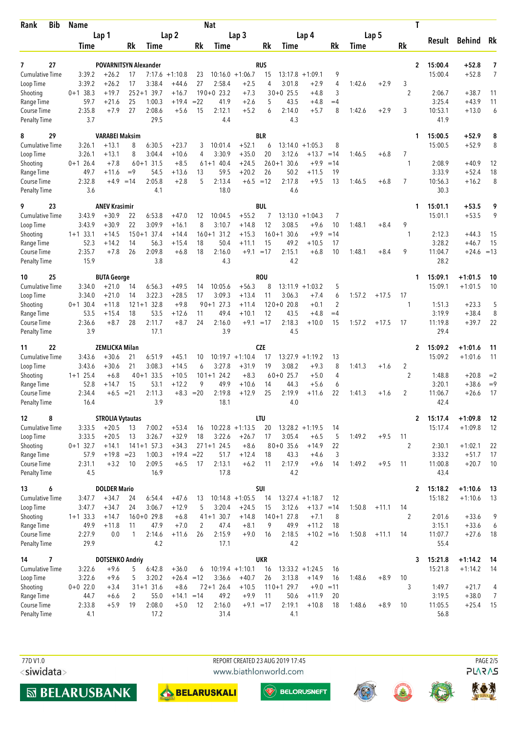| Rank | Bib | Name | | | | | | Nat | | | | | | | | | T | | | |
|---|---|---|---|---|---|---|---|---|---|---|---|---|---|---|---|---|---|---|---|---|
| | | Lap 1 | | | Lap 2 | | | Lap 3 | | | Lap 4 | | | Lap 5 | | | | Result | Behind | Rk |
| | | Time | | Rk | Time | | Rk | Time | | Rk | Time | | Rk | Time | | Rk | | | | |
| 7 | 27 | POVARNITSYN Alexander | | | | | | RUS | | | | | | | | | 2 | 15:00.4 | +52.8 | 7 |
| Cumulative Time | | 3:39.2 | +26.2 | 17 | 7:17.6 | +1:10.8 | 23 | 10:16.0 | +1:06.7 | 15 | 13:17.8 | +1:09.1 | 9 | | | | | 15:00.4 | +52.8 | 7 |
| Loop Time | | 3:39.2 | +26.2 | 17 | 3:38.4 | +44.6 | 27 | 2:58.4 | +2.5 | 4 | 3:01.8 | +2.9 | 4 | 1:42.6 | +2.9 | 3 | | | | |
| Shooting | | 0+1 38.3 | +19.7 | 25 | 2+1 39.7 | +16.7 | 19 | 0+0 23.2 | +7.3 | 3 | 0+0 25.5 | +4.8 | 3 | | | 2 | | 2:06.7 | +38.7 | 11 |
| Range Time | | 59.7 | +21.6 | 25 | 1:00.3 | +19.4 | =22 | 41.9 | +2.6 | 5 | 43.5 | +4.8 | =4 | | | | | 3:25.4 | +43.9 | 11 |
| Course Time | | 2:35.8 | +7.9 | 27 | 2:08.6 | +5.6 | 15 | 2:12.1 | +5.2 | 6 | 2:14.0 | +5.7 | 8 | 1:42.6 | +2.9 | 3 | | 10:53.1 | +13.0 | 6 |
| Penalty Time | | 3.7 | | | 29.5 | | | 4.4 | | | 4.3 | | | | | | | 41.9 | | |
| 8 | 29 | VARABEI Maksim | | | | | | BLR | | | | | | | | | 1 | 15:00.5 | +52.9 | 8 |
| Cumulative Time | | 3:26.1 | +13.1 | 8 | 6:30.5 | +23.7 | 3 | 10:01.4 | +52.1 | 6 | 13:14.0 | +1:05.3 | 8 | | | | | 15:00.5 | +52.9 | 8 |
| Loop Time | | 3:26.1 | +13.1 | 8 | 3:04.4 | +10.6 | 4 | 3:30.9 | +35.0 | 20 | 3:12.6 | +13.7 | =14 | 1:46.5 | +6.8 | 7 | | | | |
| Shooting | | 0+1 26.4 | +7.8 | 6 | 0+1 31.5 | +8.5 | 6 | 1+1 40.4 | +24.5 | 26 | 0+1 30.6 | +9.9 | =14 | | | 1 | | 2:08.9 | +40.9 | 12 |
| Range Time | | 49.7 | +11.6 | =9 | 54.5 | +13.6 | 13 | 59.5 | +20.2 | 26 | 50.2 | +11.5 | 19 | | | | | 3:33.9 | +52.4 | 18 |
| Course Time | | 2:32.8 | +4.9 | =14 | 2:05.8 | +2.8 | 5 | 2:13.4 | +6.5 | =12 | 2:17.8 | +9.5 | 13 | 1:46.5 | +6.8 | 7 | | 10:56.3 | +16.2 | 8 |
| Penalty Time | | 3.6 | | | 4.1 | | | 18.0 | | | 4.6 | | | | | | | 30.3 | | |
| 9 | 23 | ANEV Krasimir | | | | | | BUL | | | | | | | | | 1 | 15:01.1 | +53.5 | 9 |
| Cumulative Time | | 3:43.9 | +30.9 | 22 | 6:53.8 | +47.0 | 12 | 10:04.5 | +55.2 | 7 | 13:13.0 | +1:04.3 | 7 | | | | | 15:01.1 | +53.5 | 9 |
| Loop Time | | 3:43.9 | +30.9 | 22 | 3:09.9 | +16.1 | 8 | 3:10.7 | +14.8 | 12 | 3:08.5 | +9.6 | 10 | 1:48.1 | +8.4 | 9 | | | | |
| Shooting | | 1+1 33.1 | +14.5 | 15 | 0+1 37.4 | +14.4 | 16 | 0+1 31.2 | +15.3 | 16 | 0+1 30.6 | +9.9 | =14 | | | 1 | | 2:12.3 | +44.3 | 15 |
| Range Time | | 52.3 | +14.2 | 14 | 56.3 | +15.4 | 18 | 50.4 | +11.1 | 15 | 49.2 | +10.5 | 17 | | | | | 3:28.2 | +46.7 | 15 |
| Course Time | | 2:35.7 | +7.8 | 26 | 2:09.8 | +6.8 | 18 | 2:16.0 | +9.1 | =17 | 2:15.1 | +6.8 | 10 | 1:48.1 | +8.4 | 9 | | 11:04.7 | +24.6 | =13 |
| Penalty Time | | 15.9 | | | 3.8 | | | 4.3 | | | 4.2 | | | | | | | 28.2 | | |
| 10 | 25 | BUTA George | | | | | | ROU | | | | | | | | | 1 | 15:09.1 | +1:01.5 | 10 |
| Cumulative Time | | 3:34.0 | +21.0 | 14 | 6:56.3 | +49.5 | 14 | 10:05.6 | +56.3 | 8 | 13:11.9 | +1:03.2 | 5 | | | | | 15:09.1 | +1:01.5 | 10 |
| Loop Time | | 3:34.0 | +21.0 | 14 | 3:22.3 | +28.5 | 17 | 3:09.3 | +13.4 | 11 | 3:06.3 | +7.4 | 6 | 1:57.2 | +17.5 | 17 | | | | |
| Shooting | | 0+1 30.4 | +11.8 | 12 | 1+1 32.8 | +9.8 | 9 | 0+1 27.3 | +11.4 | 12 | 0+0 20.8 | +0.1 | 2 | | | 1 | | 1:51.3 | +23.3 | 5 |
| Range Time | | 53.5 | +15.4 | 18 | 53.5 | +12.6 | 11 | 49.4 | +10.1 | 12 | 43.5 | +4.8 | =4 | | | | | 3:19.9 | +38.4 | 8 |
| Course Time | | 2:36.6 | +8.7 | 28 | 2:11.7 | +8.7 | 24 | 2:16.0 | +9.1 | =17 | 2:18.3 | +10.0 | 15 | 1:57.2 | +17.5 | 17 | | 11:19.8 | +39.7 | 22 |
| Penalty Time | | 3.9 | | | 17.1 | | | 3.9 | | | 4.5 | | | | | | | 29.4 | | |
| 11 | 22 | ZEMLICKA Milan | | | | | | CZE | | | | | | | | | 2 | 15:09.2 | +1:01.6 | 11 |
| Cumulative Time | | 3:43.6 | +30.6 | 21 | 6:51.9 | +45.1 | 10 | 10:19.7 | +1:10.4 | 17 | 13:27.9 | +1:19.2 | 13 | | | | | 15:09.2 | +1:01.6 | 11 |
| Loop Time | | 3:43.6 | +30.6 | 21 | 3:08.3 | +14.5 | 6 | 3:27.8 | +31.9 | 19 | 3:08.2 | +9.3 | 8 | 1:41.3 | +1.6 | 2 | | | | |
| Shooting | | 1+1 25.4 | +6.8 | 4 | 0+1 33.5 | +10.5 | 10 | 1+1 24.2 | +8.3 | 6 | 0+0 25.7 | +5.0 | 4 | | | 2 | | 1:48.8 | +20.8 | =2 |
| Range Time | | 52.8 | +14.7 | 15 | 53.1 | +12.2 | 9 | 49.9 | +10.6 | 14 | 44.3 | +5.6 | 6 | | | | | 3:20.1 | +38.6 | =9 |
| Course Time | | 2:34.4 | +6.5 | =21 | 2:11.3 | +8.3 | =20 | 2:19.8 | +12.9 | 25 | 2:19.9 | +11.6 | 22 | 1:41.3 | +1.6 | 2 | | 11:06.7 | +26.6 | 17 |
| Penalty Time | | 16.4 | | | 3.9 | | | 18.1 | | | 4.0 | | | | | | | 42.4 | | |
| 12 | 8 | STROLIA Vytautas | | | | | | LTU | | | | | | | | | 2 | 15:17.4 | +1:09.8 | 12 |
| Cumulative Time | | 3:33.5 | +20.5 | 13 | 7:00.2 | +53.4 | 16 | 10:22.8 | +1:13.5 | 20 | 13:28.2 | +1:19.5 | 14 | | | | | 15:17.4 | +1:09.8 | 12 |
| Loop Time | | 3:33.5 | +20.5 | 13 | 3:26.7 | +32.9 | 18 | 3:22.6 | +26.7 | 17 | 3:05.4 | +6.5 | 5 | 1:49.2 | +9.5 | 11 | | | | |
| Shooting | | 0+1 32.7 | +14.1 | 14 | 1+1 57.3 | +34.3 | 27 | 1+1 24.5 | +8.6 | 8 | 0+0 35.6 | +14.9 | 22 | | | 2 | | 2:30.1 | +1:02.1 | 22 |
| Range Time | | 57.9 | +19.8 | =23 | 1:00.3 | +19.4 | =22 | 51.7 | +12.4 | 18 | 43.3 | +4.6 | 3 | | | | | 3:33.2 | +51.7 | 17 |
| Course Time | | 2:31.1 | +3.2 | 10 | 2:09.5 | +6.5 | 17 | 2:13.1 | +6.2 | 11 | 2:17.9 | +9.6 | 14 | 1:49.2 | +9.5 | 11 | | 11:00.8 | +20.7 | 10 |
| Penalty Time | | 4.5 | | | 16.9 | | | 17.8 | | | 4.2 | | | | | | | 43.4 | | |
| 13 | 6 | DOLDER Mario | | | | | | SUI | | | | | | | | | 2 | 15:18.2 | +1:10.6 | 13 |
| Cumulative Time | | 3:47.7 | +34.7 | 24 | 6:54.4 | +47.6 | 13 | 10:14.8 | +1:05.5 | 14 | 13:27.4 | +1:18.7 | 12 | | | | | 15:18.2 | +1:10.6 | 13 |
| Loop Time | | 3:47.7 | +34.7 | 24 | 3:06.7 | +12.9 | 5 | 3:20.4 | +24.5 | 15 | 3:12.6 | +13.7 | =14 | 1:50.8 | +11.1 | 14 | | | | |
| Shooting | | 1+1 33.3 | +14.7 | 16 | 0+0 29.8 | +6.8 | 4 | 1+1 30.7 | +14.8 | 14 | 0+1 27.8 | +7.1 | 8 | | | 2 | | 2:01.6 | +33.6 | 9 |
| Range Time | | 49.9 | +11.8 | 11 | 47.9 | +7.0 | 2 | 47.4 | +8.1 | 9 | 49.9 | +11.2 | 18 | | | | | 3:15.1 | +33.6 | 6 |
| Course Time | | 2:27.9 | 0.0 | 1 | 2:14.6 | +11.6 | 26 | 2:15.9 | +9.0 | 16 | 2:18.5 | +10.2 | =16 | 1:50.8 | +11.1 | 14 | | 11:07.7 | +27.6 | 18 |
| Penalty Time | | 29.9 | | | 4.2 | | | 17.1 | | | 4.2 | | | | | | | 55.4 | | |
| 14 | 7 | DOTSENKO Andriy | | | | | | UKR | | | | | | | | | 3 | 15:21.8 | +1:14.2 | 14 |
| Cumulative Time | | 3:22.6 | +9.6 | 5 | 6:42.8 | +36.0 | 6 | 10:19.4 | +1:10.1 | 16 | 13:33.2 | +1:24.5 | 16 | | | | | 15:21.8 | +1:14.2 | 14 |
| Loop Time | | 3:22.6 | +9.6 | 5 | 3:20.2 | +26.4 | =12 | 3:36.6 | +40.7 | 26 | 3:13.8 | +14.9 | 16 | 1:48.6 | +8.9 | 10 | | | | |
| Shooting | | 0+0 22.0 | +3.4 | 3 | 1+1 31.6 | +8.6 | 7 | 2+1 26.4 | +10.5 | 11 | 0+1 29.7 | +9.0 | =11 | | | 3 | | 1:49.7 | +21.7 | 4 |
| Range Time | | 44.7 | +6.6 | 2 | 55.0 | +14.1 | =14 | 49.2 | +9.9 | 11 | 50.6 | +11.9 | 20 | | | | | 3:19.5 | +38.0 | 7 |
| Course Time | | 2:33.8 | +5.9 | 19 | 2:08.0 | +5.0 | 12 | 2:16.0 | +9.1 | =17 | 2:19.1 | +10.8 | 18 | 1:48.6 | +8.9 | 10 | | 11:05.5 | +25.4 | 15 |
| Penalty Time | | 4.1 | | | 17.2 | | | 31.4 | | | 4.1 | | | | | | | 56.8 | | |

77D V1.0 REPORT CREATED 23 AUG 2019 17:45

www.biathlonworld.com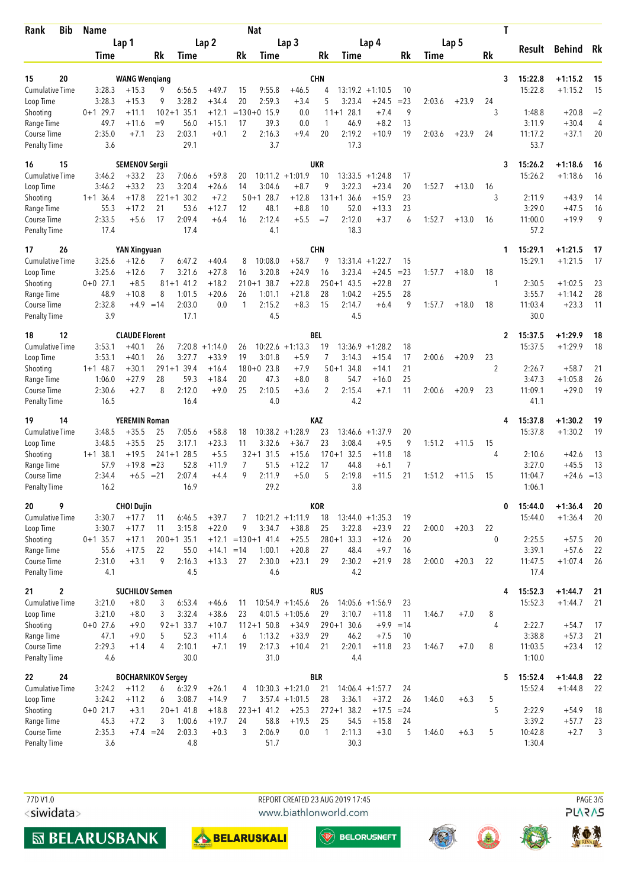| Rank | Bib | Name | | | | | | Nat | | | | | | | | | T | | | |
|---|---|---|---|---|---|---|---|---|---|---|---|---|---|---|---|---|---|---|---|---|
| | | Lap 1 | | | Lap 2 | | | Lap 3 | | | Lap 4 | | | Lap 5 | | | | Result | Behind | Rk |
| | | Time | | Rk | Time | | Rk | Time | | Rk | Time | | Rk | Time | | Rk | | | | |
| 15 | 20 | WANG Wenqiang | | | | | | CHN | | | | | | | | | 3 | 15:22.8 | +1:15.2 | 15 |
| Cumulative Time | | 3:28.3 | +15.3 | 9 | 6:56.5 | +49.7 | 15 | 9:55.8 | +46.5 | 4 | 13:19.2 | +1:10.5 | 10 | | | | | 15:22.8 | +1:15.2 | 15 |
| Loop Time | | 3:28.3 | +15.3 | 9 | 3:28.2 | +34.4 | 20 | 2:59.3 | +3.4 | 5 | 3:23.4 | +24.5 | =23 | 2:03.6 | +23.9 | 24 | | | | |
| Shooting | | 0+1 29.7 | +11.1 | 10 | 2+1 35.1 | +12.1 | =13 | 0+0 15.9 | 0.0 | 1 | 1+1 28.1 | +7.4 | 9 | | | | 3 | 1:48.8 | +20.8 | =2 |
| Range Time | | 49.7 | +11.6 | =9 | 56.0 | +15.1 | 17 | 39.3 | 0.0 | 1 | 46.9 | +8.2 | 13 | | | | | 3:11.9 | +30.4 | 4 |
| Course Time | | 2:35.0 | +7.1 | 23 | 2:03.1 | +0.1 | 2 | 2:16.3 | +9.4 | 20 | 2:19.2 | +10.9 | 19 | 2:03.6 | +23.9 | 24 | | 11:17.2 | +37.1 | 20 |
| Penalty Time | | 3.6 | | | 29.1 | | | 3.7 | | | 17.3 | | | | | | | 53.7 | | |
| 16 | 15 | SEMENOV Sergii | | | | | | UKR | | | | | | | | | 3 | 15:26.2 | +1:18.6 | 16 |
| Cumulative Time | | 3:46.2 | +33.2 | 23 | 7:06.6 | +59.8 | 20 | 10:11.2 | +1:01.9 | 10 | 13:33.5 | +1:24.8 | 17 | | | | | 15:26.2 | +1:18.6 | 16 |
| Loop Time | | 3:46.2 | +33.2 | 23 | 3:20.4 | +26.6 | 14 | 3:04.6 | +8.7 | 9 | 3:22.3 | +23.4 | 20 | 1:52.7 | +13.0 | 16 | | | | |
| Shooting | | 1+1 36.4 | +17.8 | 22 | 1+1 30.2 | +7.2 | 5 | 0+1 28.7 | +12.8 | 13 | 1+1 36.6 | +15.9 | 23 | | | | 3 | 2:11.9 | +43.9 | 14 |
| Range Time | | 55.3 | +17.2 | 21 | 53.6 | +12.7 | 12 | 48.1 | +8.8 | 10 | 52.0 | +13.3 | 23 | | | | | 3:29.0 | +47.5 | 16 |
| Course Time | | 2:33.5 | +5.6 | 17 | 2:09.4 | +6.4 | 16 | 2:12.4 | +5.5 | =7 | 2:12.0 | +3.7 | 6 | 1:52.7 | +13.0 | 16 | | 11:00.0 | +19.9 | 9 |
| Penalty Time | | 17.4 | | | 17.4 | | | 4.1 | | | 18.3 | | | | | | | 57.2 | | |
| 17 | 26 | YAN Xingyuan | | | | | | CHN | | | | | | | | | 1 | 15:29.1 | +1:21.5 | 17 |
| Cumulative Time | | 3:25.6 | +12.6 | 7 | 6:47.2 | +40.4 | 8 | 10:08.0 | +58.7 | 9 | 13:31.4 | +1:22.7 | 15 | | | | | 15:29.1 | +1:21.5 | 17 |
| Loop Time | | 3:25.6 | +12.6 | 7 | 3:21.6 | +27.8 | 16 | 3:20.8 | +24.9 | 16 | 3:23.4 | +24.5 | =23 | 1:57.7 | +18.0 | 18 | | | | |
| Shooting | | 0+0 27.1 | +8.5 | 8 | 1+1 41.2 | +18.2 | 21 | 0+1 38.7 | +22.8 | 25 | 0+1 43.5 | +22.8 | 27 | | | | 1 | 2:30.5 | +1:02.5 | 23 |
| Range Time | | 48.9 | +10.8 | 8 | 1:01.5 | +20.6 | 26 | 1:01.1 | +21.8 | 28 | 1:04.2 | +25.5 | 28 | | | | | 3:55.7 | +1:14.2 | 28 |
| Course Time | | 2:32.8 | +4.9 | =14 | 2:03.0 | 0.0 | 1 | 2:15.2 | +8.3 | 15 | 2:14.7 | +6.4 | 9 | 1:57.7 | +18.0 | 18 | | 11:03.4 | +23.3 | 11 |
| Penalty Time | | 3.9 | | | 17.1 | | | 4.5 | | | 4.5 | | | | | | | 30.0 | | |
| 18 | 12 | CLAUDE Florent | | | | | | BEL | | | | | | | | | 2 | 15:37.5 | +1:29.9 | 18 |
| Cumulative Time | | 3:53.1 | +40.1 | 26 | 7:20.8 | +1:14.0 | 26 | 10:22.6 | +1:13.3 | 19 | 13:36.9 | +1:28.2 | 18 | | | | | 15:37.5 | +1:29.9 | 18 |
| Loop Time | | 3:53.1 | +40.1 | 26 | 3:27.7 | +33.9 | 19 | 3:01.8 | +5.9 | 7 | 3:14.3 | +15.4 | 17 | 2:00.6 | +20.9 | 23 | | | | |
| Shooting | | 1+1 48.7 | +30.1 | 29 | 1+1 39.4 | +16.4 | 18 | 0+0 23.8 | +7.9 | 5 | 0+1 34.8 | +14.1 | 21 | | | | 2 | 2:26.7 | +58.7 | 21 |
| Range Time | | 1:06.0 | +27.9 | 28 | 59.3 | +18.4 | 20 | 47.3 | +8.0 | 8 | 54.7 | +16.0 | 25 | | | | | 3:47.3 | +1:05.8 | 26 |
| Course Time | | 2:30.6 | +2.7 | 8 | 2:12.0 | +9.0 | 25 | 2:10.5 | +3.6 | 2 | 2:15.4 | +7.1 | 11 | 2:00.6 | +20.9 | 23 | | 11:09.1 | +29.0 | 19 |
| Penalty Time | | 16.5 | | | 16.4 | | | 4.0 | | | 4.2 | | | | | | | 41.1 | | |
| 19 | 14 | YEREMIN Roman | | | | | | KAZ | | | | | | | | | 4 | 15:37.8 | +1:30.2 | 19 |
| Cumulative Time | | 3:48.5 | +35.5 | 25 | 7:05.6 | +58.8 | 18 | 10:38.2 | +1:28.9 | 23 | 13:46.6 | +1:37.9 | 20 | | | | | 15:37.8 | +1:30.2 | 19 |
| Loop Time | | 3:48.5 | +35.5 | 25 | 3:17.1 | +23.3 | 11 | 3:32.6 | +36.7 | 23 | 3:08.4 | +9.5 | 9 | 1:51.2 | +11.5 | 15 | | | | |
| Shooting | | 1+1 38.1 | +19.5 | 24 | 1+1 28.5 | +5.5 | 3 | 2+1 31.5 | +15.6 | 17 | 0+1 32.5 | +11.8 | 18 | | | | 4 | 2:10.6 | +42.6 | 13 |
| Range Time | | 57.9 | +19.8 | =23 | 52.8 | +11.9 | 7 | 51.5 | +12.2 | 17 | 44.8 | +6.1 | 7 | | | | | 3:27.0 | +45.5 | 13 |
| Course Time | | 2:34.4 | +6.5 | =21 | 2:07.4 | +4.4 | 9 | 2:11.9 | +5.0 | 5 | 2:19.8 | +11.5 | 21 | 1:51.2 | +11.5 | 15 | | 11:04.7 | +24.6 | =13 |
| Penalty Time | | 16.2 | | | 16.9 | | | 29.2 | | | 3.8 | | | | | | | 1:06.1 | | |
| 20 | 9 | CHOI Dujin | | | | | | KOR | | | | | | | | | 0 | 15:44.0 | +1:36.4 | 20 |
| Cumulative Time | | 3:30.7 | +17.7 | 11 | 6:46.5 | +39.7 | 7 | 10:21.2 | +1:11.9 | 18 | 13:44.0 | +1:35.3 | 19 | | | | | 15:44.0 | +1:36.4 | 20 |
| Loop Time | | 3:30.7 | +17.7 | 11 | 3:15.8 | +22.0 | 9 | 3:34.7 | +38.8 | 25 | 3:22.8 | +23.9 | 22 | 2:00.0 | +20.3 | 22 | | | | |
| Shooting | | 0+1 35.7 | +17.1 | 20 | 0+1 35.1 | +12.1 | =13 | 0+1 41.4 | +25.5 | 28 | 0+1 33.3 | +12.6 | 20 | | | | 0 | 2:25.5 | +57.5 | 20 |
| Range Time | | 55.6 | +17.5 | 22 | 55.0 | +14.1 | =14 | 1:00.1 | +20.8 | 27 | 48.4 | +9.7 | 16 | | | | | 3:39.1 | +57.6 | 22 |
| Course Time | | 2:31.0 | +3.1 | 9 | 2:16.3 | +13.3 | 27 | 2:30.0 | +23.1 | 29 | 2:30.2 | +21.9 | 28 | 2:00.0 | +20.3 | 22 | | 11:47.5 | +1:07.4 | 26 |
| Penalty Time | | 4.1 | | | 4.5 | | | 4.6 | | | 4.2 | | | | | | | 17.4 | | |
| 21 | 2 | SUCHILOV Semen | | | | | | RUS | | | | | | | | | 4 | 15:52.3 | +1:44.7 | 21 |
| Cumulative Time | | 3:21.0 | +8.0 | 3 | 6:53.4 | +46.6 | 11 | 10:54.9 | +1:45.6 | 26 | 14:05.6 | +1:56.9 | 23 | | | | | 15:52.3 | +1:44.7 | 21 |
| Loop Time | | 3:21.0 | +8.0 | 3 | 3:32.4 | +38.6 | 23 | 4:01.5 | +1:05.6 | 29 | 3:10.7 | +11.8 | 11 | 1:46.7 | +7.0 | 8 | | | | |
| Shooting | | 0+0 27.6 | +9.0 | 9 | 2+1 33.7 | +10.7 | 11 | 2+1 50.8 | +34.9 | 29 | 0+1 30.6 | +9.9 | =14 | | | | 4 | 2:22.7 | +54.7 | 17 |
| Range Time | | 47.1 | +9.0 | 5 | 52.3 | +11.4 | 6 | 1:13.2 | +33.9 | 29 | 46.2 | +7.5 | 10 | | | | | 3:38.8 | +57.3 | 21 |
| Course Time | | 2:29.3 | +1.4 | 4 | 2:10.1 | +7.1 | 19 | 2:17.3 | +10.4 | 21 | 2:20.1 | +11.8 | 23 | 1:46.7 | +7.0 | 8 | | 11:03.5 | +23.4 | 12 |
| Penalty Time | | 4.6 | | | 30.0 | | | 31.0 | | | 4.4 | | | | | | | 1:10.0 | | |
| 22 | 24 | BOCHARNIKOV Sergey | | | | | | BLR | | | | | | | | | 5 | 15:52.4 | +1:44.8 | 22 |
| Cumulative Time | | 3:24.2 | +11.2 | 6 | 6:32.9 | +26.1 | 4 | 10:30.3 | +1:21.0 | 21 | 14:06.4 | +1:57.7 | 24 | | | | | 15:52.4 | +1:44.8 | 22 |
| Loop Time | | 3:24.2 | +11.2 | 6 | 3:08.7 | +14.9 | 7 | 3:57.4 | +1:01.5 | 28 | 3:36.1 | +37.2 | 26 | 1:46.0 | +6.3 | 5 | | | | |
| Shooting | | 0+0 21.7 | +3.1 | 2 | 0+1 41.8 | +18.8 | 22 | 3+1 41.2 | +25.3 | 27 | 2+1 38.2 | +17.5 | =24 | | | | 5 | 2:22.9 | +54.9 | 18 |
| Range Time | | 45.3 | +7.2 | 3 | 1:00.6 | +19.7 | 24 | 58.8 | +19.5 | 25 | 54.5 | +15.8 | 24 | | | | | 3:39.2 | +57.7 | 23 |
| Course Time | | 2:35.3 | +7.4 | =24 | 2:03.3 | +0.3 | 3 | 2:06.9 | 0.0 | 1 | 2:11.3 | +3.0 | 5 | 1:46.0 | +6.3 | 5 | | 10:42.8 | +2.7 | 3 |
| Penalty Time | | 3.6 | | | 4.8 | | | 51.7 | | | 30.3 | | | | | | | 1:30.4 | | |

77D V1.0 REPORT CREATED 23 AUG 2019 17:45 www.biathlonworld.com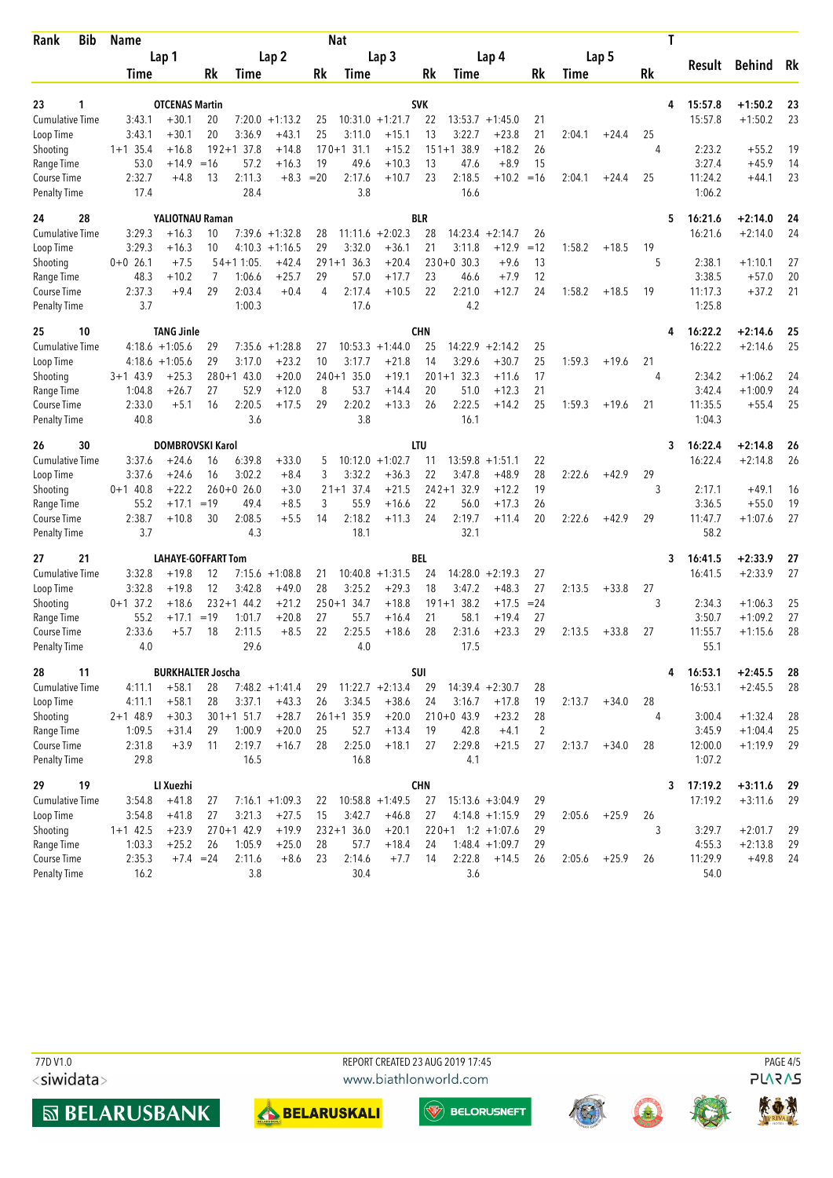| Rank | Bib | Name | | | Nat | | | | | | | | | | | T | Result | Behind | Rk |
|---|---|---|---|---|---|---|---|---|---|---|---|---|---|---|---|---|---|---|---|
| | | Lap 1 | | | Lap 2 | | | Lap 3 | | | Lap 4 | | | Lap 5 | | | | | |
| | | Time | | Rk | Time | | Rk | Time | | Rk | Time | | Rk | Time | | Rk | | | |
| 23 | 1 | OTCENAS Martin | | | | | | SVK | | | | | | | | 4 | 15:57.8 | +1:50.2 | 23 |
| Cumulative Time | | 3:43.1 | +30.1 | 20 | 7:20.0 | +1:13.2 | 25 | 10:31.0 | +1:21.7 | 22 | 13:53.7 | +1:45.0 | 21 | | | | 15:57.8 | +1:50.2 | 23 |
| Loop Time | | 3:43.1 | +30.1 | 20 | 3:36.9 | +43.1 | 25 | 3:11.0 | +15.1 | 13 | 3:22.7 | +23.8 | 21 | 2:04.1 | +24.4 | 25 | | | |
| Shooting | | 1+1 35.4 | +16.8 | 19 | 2+1 37.8 | +14.8 | 17 | 0+1 31.1 | +15.2 | 15 | 1+1 38.9 | +18.2 | 26 | | | 4 | 2:23.2 | +55.2 | 19 |
| Range Time | | 53.0 | +14.9 | =16 | 57.2 | +16.3 | 19 | 49.6 | +10.3 | 13 | 47.6 | +8.9 | 15 | | | | 3:27.4 | +45.9 | 14 |
| Course Time | | 2:32.7 | +4.8 | 13 | 2:11.3 | +8.3 | =20 | 2:17.6 | +10.7 | 23 | 2:18.5 | +10.2 | =16 | 2:04.1 | +24.4 | 25 | 11:24.2 | +44.1 | 23 |
| Penalty Time | | 17.4 | | | 28.4 | | | 3.8 | | | 16.6 | | | | | | 1:06.2 | | |
| 24 | 28 | YALIOTNAU Raman | | | | | | BLR | | | | | | | | 5 | 16:21.6 | +2:14.0 | 24 |
| Cumulative Time | | 3:29.3 | +16.3 | 10 | 7:39.6 | +1:32.8 | 28 | 11:11.6 | +2:02.3 | 28 | 14:23.4 | +2:14.7 | 26 | | | | 16:21.6 | +2:14.0 | 24 |
| Loop Time | | 3:29.3 | +16.3 | 10 | 4:10.3 | +1:16.5 | 29 | 3:32.0 | +36.1 | 21 | 3:11.8 | +12.9 | =12 | 1:58.2 | +18.5 | 19 | | | |
| Shooting | | 0+0 26.1 | +7.5 | 5 | 4+1 1:05. | +42.4 | 29 | 1+1 36.3 | +20.4 | 23 | 0+0 30.3 | +9.6 | 13 | | | 5 | 2:38.1 | +1:10.1 | 27 |
| Range Time | | 48.3 | +10.2 | 7 | 1:06.6 | +25.7 | 29 | 57.0 | +17.7 | 23 | 46.6 | +7.9 | 12 | | | | 3:38.5 | +57.0 | 20 |
| Course Time | | 2:37.3 | +9.4 | 29 | 2:03.4 | +0.4 | 4 | 2:17.4 | +10.5 | 22 | 2:21.0 | +12.7 | 24 | 1:58.2 | +18.5 | 19 | 11:17.3 | +37.2 | 21 |
| Penalty Time | | 3.7 | | | 1:00.3 | | | 17.6 | | | 4.2 | | | | | | 1:25.8 | | |
| 25 | 10 | TANG Jinle | | | | | | CHN | | | | | | | | 4 | 16:22.2 | +2:14.6 | 25 |
| Cumulative Time | | 4:18.6 | +1:05.6 | 29 | 7:35.6 | +1:28.8 | 27 | 10:53.3 | +1:44.0 | 25 | 14:22.9 | +2:14.2 | 25 | | | | 16:22.2 | +2:14.6 | 25 |
| Loop Time | | 4:18.6 | +1:05.6 | 29 | 3:17.0 | +23.2 | 10 | 3:17.7 | +21.8 | 14 | 3:29.6 | +30.7 | 25 | 1:59.3 | +19.6 | 21 | | | |
| Shooting | | 3+1 43.9 | +25.3 | 28 | 0+1 43.0 | +20.0 | 24 | 0+1 35.0 | +19.1 | 20 | 1+1 32.3 | +11.6 | 17 | | | 4 | 2:34.2 | +1:06.2 | 24 |
| Range Time | | 1:04.8 | +26.7 | 27 | 52.9 | +12.0 | 8 | 53.7 | +14.4 | 20 | 51.0 | +12.3 | 21 | | | | 3:42.4 | +1:00.9 | 24 |
| Course Time | | 2:33.0 | +5.1 | 16 | 2:20.5 | +17.5 | 29 | 2:20.2 | +13.3 | 26 | 2:22.5 | +14.2 | 25 | 1:59.3 | +19.6 | 21 | 11:35.5 | +55.4 | 25 |
| Penalty Time | | 40.8 | | | 3.6 | | | 3.8 | | | 16.1 | | | | | | 1:04.3 | | |
| 26 | 30 | DOMBROVSKI Karol | | | | | | LTU | | | | | | | | 3 | 16:22.4 | +2:14.8 | 26 |
| Cumulative Time | | 3:37.6 | +24.6 | 16 | 6:39.8 | +33.0 | 5 | 10:12.0 | +1:02.7 | 11 | 13:59.8 | +1:51.1 | 22 | | | | 16:22.4 | +2:14.8 | 26 |
| Loop Time | | 3:37.6 | +24.6 | 16 | 3:02.2 | +8.4 | 3 | 3:32.2 | +36.3 | 22 | 3:47.8 | +48.9 | 28 | 2:22.6 | +42.9 | 29 | | | |
| Shooting | | 0+1 40.8 | +22.2 | 26 | 0+0 26.0 | +3.0 | 2 | 1+1 37.4 | +21.5 | 24 | 2+1 32.9 | +12.2 | 19 | | | 3 | 2:17.1 | +49.1 | 16 |
| Range Time | | 55.2 | +17.1 | =19 | 49.4 | +8.5 | 3 | 55.9 | +16.6 | 22 | 56.0 | +17.3 | 26 | | | | 3:36.5 | +55.0 | 19 |
| Course Time | | 2:38.7 | +10.8 | 30 | 2:08.5 | +5.5 | 14 | 2:18.2 | +11.3 | 24 | 2:19.7 | +11.4 | 20 | 2:22.6 | +42.9 | 29 | 11:47.7 | +1:07.6 | 27 |
| Penalty Time | | 3.7 | | | 4.3 | | | 18.1 | | | 32.1 | | | | | | 58.2 | | |
| 27 | 21 | LAHAYE-GOFFART Tom | | | | | | BEL | | | | | | | | 3 | 16:41.5 | +2:33.9 | 27 |
| Cumulative Time | | 3:32.8 | +19.8 | 12 | 7:15.6 | +1:08.8 | 21 | 10:40.8 | +1:31.5 | 24 | 14:28.0 | +2:19.3 | 27 | | | | 16:41.5 | +2:33.9 | 27 |
| Loop Time | | 3:32.8 | +19.8 | 12 | 3:42.8 | +49.0 | 28 | 3:25.2 | +29.3 | 18 | 3:47.2 | +48.3 | 27 | 2:13.5 | +33.8 | 27 | | | |
| Shooting | | 0+1 37.2 | +18.6 | 23 | 2+1 44.2 | +21.2 | 25 | 0+1 34.7 | +18.8 | 19 | 1+1 38.2 | +17.5 | =24 | | | 3 | 2:34.3 | +1:06.3 | 25 |
| Range Time | | 55.2 | +17.1 | =19 | 1:01.7 | +20.8 | 27 | 55.7 | +16.4 | 21 | 58.1 | +19.4 | 27 | | | | 3:50.7 | +1:09.2 | 27 |
| Course Time | | 2:33.6 | +5.7 | 18 | 2:11.5 | +8.5 | 22 | 2:25.5 | +18.6 | 28 | 2:31.6 | +23.3 | 29 | 2:13.5 | +33.8 | 27 | 11:55.7 | +1:15.6 | 28 |
| Penalty Time | | 4.0 | | | 29.6 | | | 4.0 | | | 17.5 | | | | | | 55.1 | | |
| 28 | 11 | BURKHALTER Joscha | | | | | | SUI | | | | | | | | 4 | 16:53.1 | +2:45.5 | 28 |
| Cumulative Time | | 4:11.1 | +58.1 | 28 | 7:48.2 | +1:41.4 | 29 | 11:22.7 | +2:13.4 | 29 | 14:39.4 | +2:30.7 | 28 | | | | 16:53.1 | +2:45.5 | 28 |
| Loop Time | | 4:11.1 | +58.1 | 28 | 3:37.1 | +43.3 | 26 | 3:34.5 | +38.6 | 24 | 3:16.7 | +17.8 | 19 | 2:13.7 | +34.0 | 28 | | | |
| Shooting | | 2+1 48.9 | +30.3 | 30 | 1+1 51.7 | +28.7 | 26 | 1+1 35.9 | +20.0 | 21 | 0+0 43.9 | +23.2 | 28 | | | 4 | 3:00.4 | +1:32.4 | 28 |
| Range Time | | 1:09.5 | +31.4 | 29 | 1:00.9 | +20.0 | 25 | 52.7 | +13.4 | 19 | 42.8 | +4.1 | 2 | | | | 3:45.9 | +1:04.4 | 25 |
| Course Time | | 2:31.8 | +3.9 | 11 | 2:19.7 | +16.7 | 28 | 2:25.0 | +18.1 | 27 | 2:29.8 | +21.5 | 27 | 2:13.7 | +34.0 | 28 | 12:00.0 | +1:19.9 | 29 |
| Penalty Time | | 29.8 | | | 16.5 | | | 16.8 | | | 4.1 | | | | | | 1:07.2 | | |
| 29 | 19 | LI Xuezhi | | | | | | CHN | | | | | | | | 3 | 17:19.2 | +3:11.6 | 29 |
| Cumulative Time | | 3:54.8 | +41.8 | 27 | 7:16.1 | +1:09.3 | 22 | 10:58.8 | +1:49.5 | 27 | 15:13.6 | +3:04.9 | 29 | | | | 17:19.2 | +3:11.6 | 29 |
| Loop Time | | 3:54.8 | +41.8 | 27 | 3:21.3 | +27.5 | 15 | 3:42.7 | +46.8 | 27 | 4:14.8 | +1:15.9 | 29 | 2:05.6 | +25.9 | 26 | | | |
| Shooting | | 1+1 42.5 | +23.9 | 27 | 0+1 42.9 | +19.9 | 23 | 2+1 36.0 | +20.1 | 22 | 0+1 1:2 | +1:07.6 | 29 | | | 3 | 3:29.7 | +2:01.7 | 29 |
| Range Time | | 1:03.3 | +25.2 | 26 | 1:05.9 | +25.0 | 28 | 57.7 | +18.4 | 24 | 1:48.4 | +1:09.7 | 29 | | | | 4:55.3 | +2:13.8 | 29 |
| Course Time | | 2:35.3 | +7.4 | =24 | 2:11.6 | +8.6 | 23 | 2:14.6 | +7.7 | 14 | 2:22.8 | +14.5 | 26 | 2:05.6 | +25.9 | 26 | 11:29.9 | +49.8 | 24 |
| Penalty Time | | 16.2 | | | 3.8 | | | 30.4 | | | 3.6 | | | | | | 54.0 | | |

77D V1.0 | REPORT CREATED 23 AUG 2019 17:45 | www.biathlonworld.com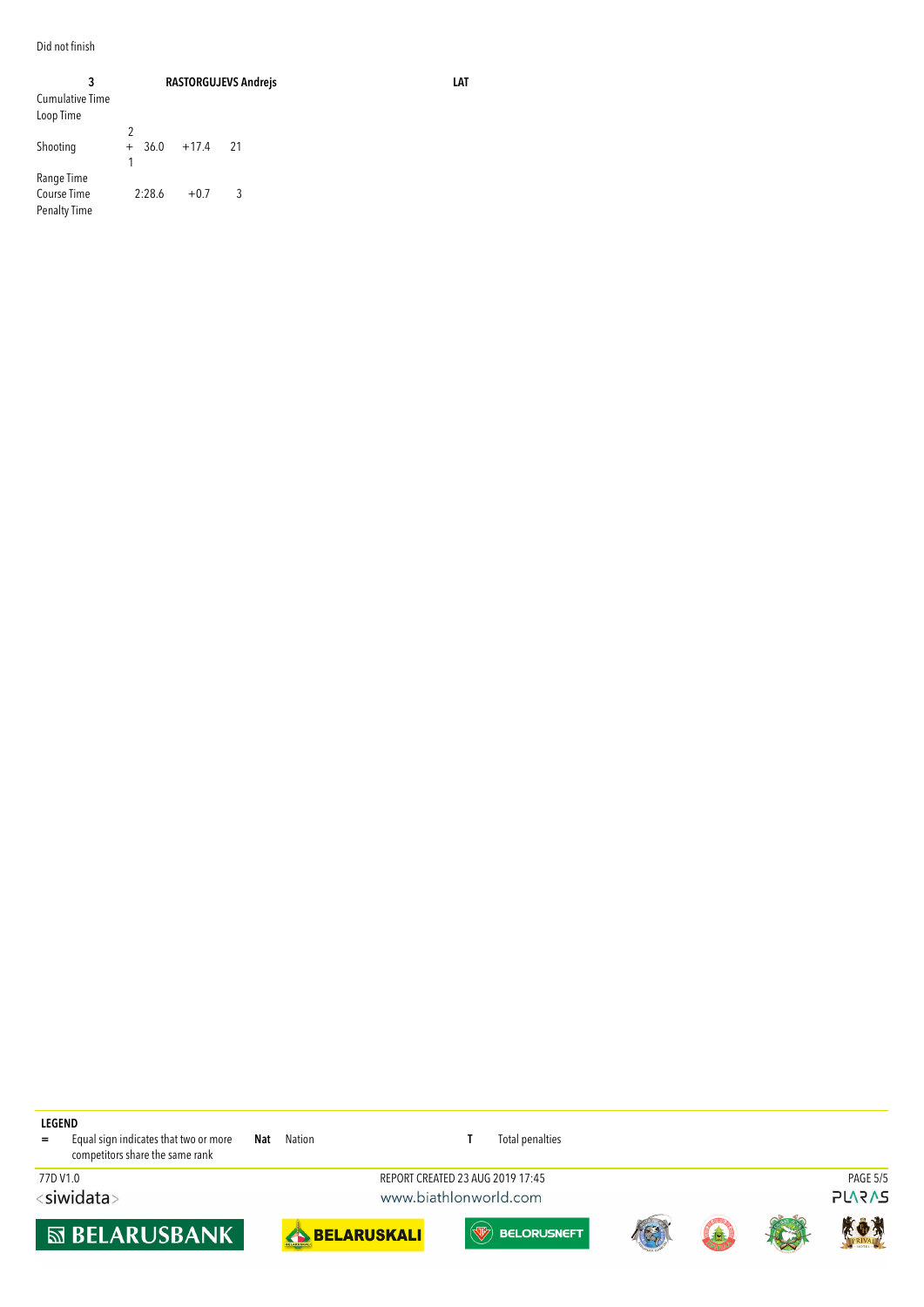Did not finish

| 3 | RASTORGUJEVS Andrejs | | | LAT |
|---|---|---|---|---|
| Cumulative Time | | | | |
| Loop Time | | | | |
| Shooting | 2 + 1 | 36.0 | +17.4 | 21 |
| Range Time | | | | |
| Course Time | | 2:28.6 | +0.7 | 3 |
| Penalty Time | | | | |

**LEGEND**

= Equal sign indicates that two or more competitors share the same rank

**Nat** Nation

**T** Total penalties

77D V1.0

REPORT CREATED 23 AUG 2019 17:45